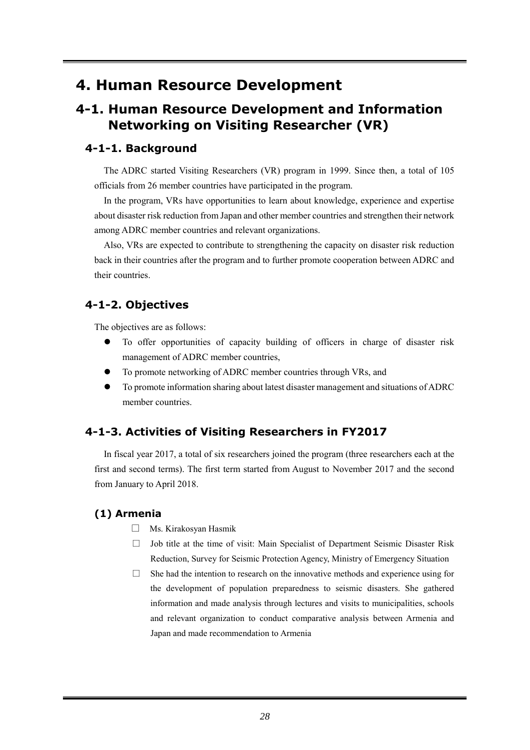# 4. Human Resource Development

## 4-1. Human Resource Development and Information Networking on Visiting Researcher (VR)

### 4-1-1. Background

The ADRC started Visiting Researchers (VR) program in 1999. Since then, a total of 105 officials from 26 member countries have participated in the program.

In the program, VRs have opportunities to learn about knowledge, experience and expertise about disaster risk reduction from Japan and other member countries and strengthen their network among ADRC member countries and relevant organizations.

Also, VRs are expected to contribute to strengthening the capacity on disaster risk reduction back in their countries after the program and to further promote cooperation between ADRC and their countries.

### 4-1-2. Objectives

The objectives are as follows:

- To offer opportunities of capacity building of officers in charge of disaster risk management of ADRC member countries,
- To promote networking of ADRC member countries through VRs, and
- To promote information sharing about latest disaster management and situations of ADRC member countries.

### 4-1-3. Activities of Visiting Researchers in FY2017

In fiscal year 2017, a total of six researchers joined the program (three researchers each at the first and second terms). The first term started from August to November 2017 and the second from January to April 2018.

#### (1) Armenia

- Ms. Kirakosyan Hasmik
- Job title at the time of visit: Main Specialist of Department Seismic Disaster Risk Reduction, Survey for Seismic Protection Agency, Ministry of Emergency Situation
- She had the intention to research on the innovative methods and experience using for the development of population preparedness to seismic disasters. She gathered information and made analysis through lectures and visits to municipalities, schools and relevant organization to conduct comparative analysis between Armenia and Japan and made recommendation to Armenia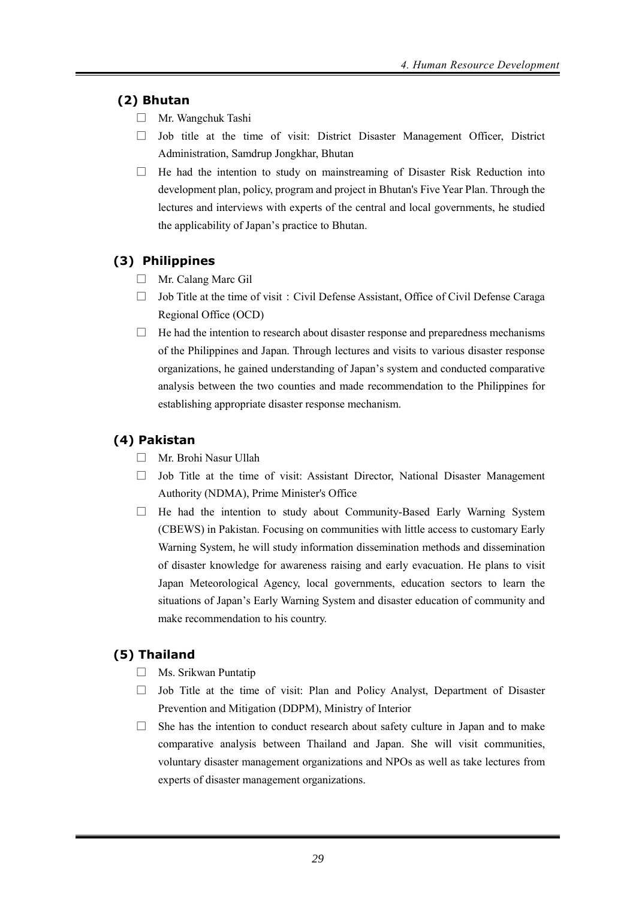## (2) Bhutan

- Mr. Wangchuk Tashi
- Job title at the time of visit: District Disaster Management Officer, District Administration, Samdrup Jongkhar, Bhutan
- He had the intention to study on mainstreaming of Disaster Risk Reduction into development plan, policy, program and project in Bhutan's Five Year Plan. Through the lectures and interviews with experts of the central and local governments, he studied the applicability of Japan's practice to Bhutan.

## (3) Philippines

- Mr. Calang Marc Gil
- Job Title at the time of visit：Civil Defense Assistant, Office of Civil Defense Caraga Regional Office (OCD)
- He had the intention to research about disaster response and preparedness mechanisms of the Philippines and Japan. Through lectures and visits to various disaster response organizations, he gained understanding of Japan's system and conducted comparative analysis between the two counties and made recommendation to the Philippines for establishing appropriate disaster response mechanism.

## (4) Pakistan

- Mr. Brohi Nasur Ullah
- Job Title at the time of visit: Assistant Director, National Disaster Management Authority (NDMA), Prime Minister's Office
- He had the intention to study about Community-Based Early Warning System (CBEWS) in Pakistan. Focusing on communities with little access to customary Early Warning System, he will study information dissemination methods and dissemination of disaster knowledge for awareness raising and early evacuation. He plans to visit Japan Meteorological Agency, local governments, education sectors to learn the situations of Japan's Early Warning System and disaster education of community and make recommendation to his country.

## (5) Thailand

- Ms. Srikwan Puntatip
- Job Title at the time of visit: Plan and Policy Analyst, Department of Disaster Prevention and Mitigation (DDPM), Ministry of Interior
- She has the intention to conduct research about safety culture in Japan and to make comparative analysis between Thailand and Japan. She will visit communities, voluntary disaster management organizations and NPOs as well as take lectures from experts of disaster management organizations.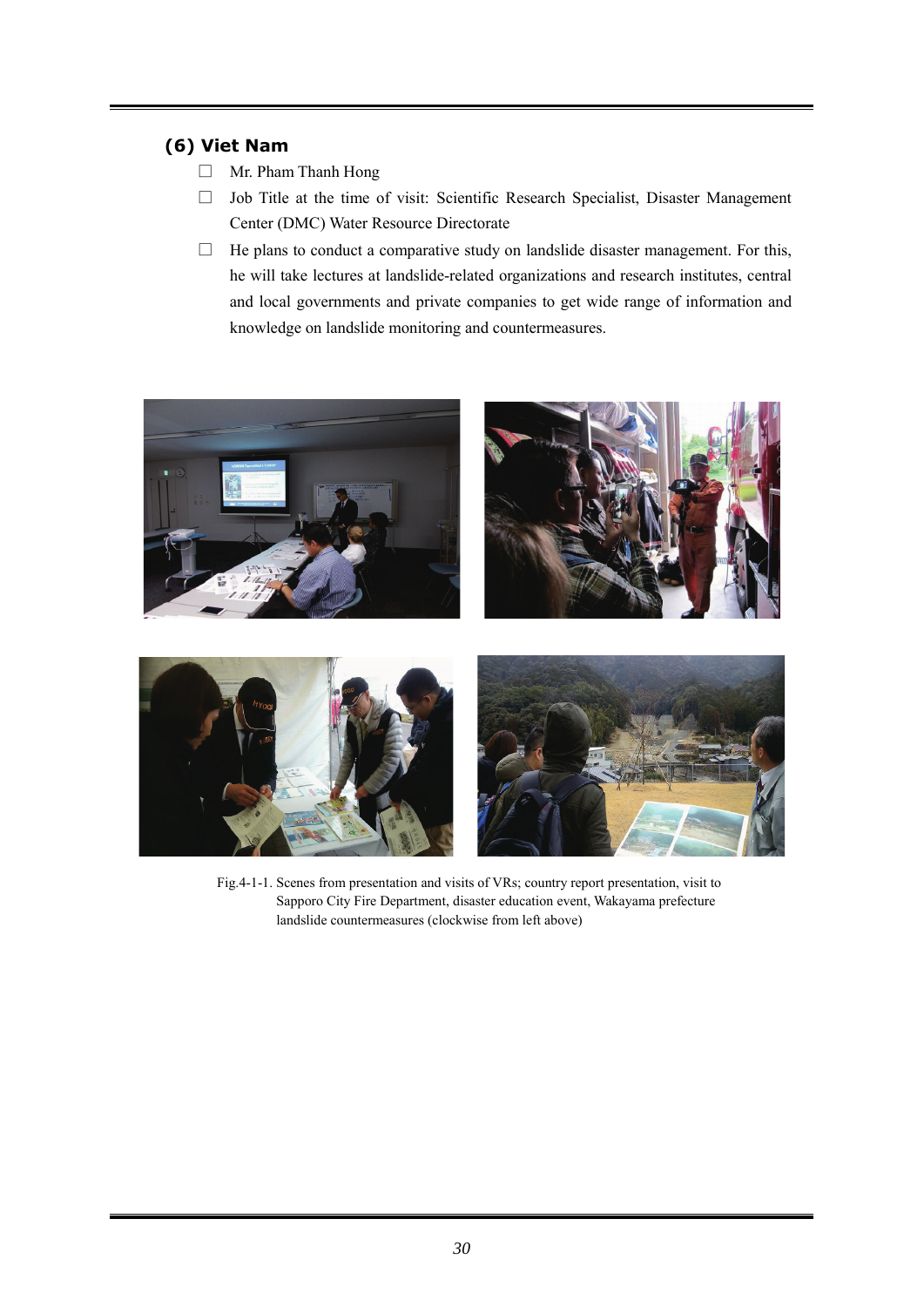### (6) Viet Nam

- Mr. Pham Thanh Hong
- Job Title at the time of visit: Scientific Research Specialist, Disaster Management Center (DMC) Water Resource Directorate
- He plans to conduct a comparative study on landslide disaster management. For this, he will take lectures at landslide-related organizations and research institutes, central and local governments and private companies to get wide range of information and knowledge on landslide monitoring and countermeasures.

Fig.4-1-1. Scenes from presentation and visits of VRs; country report presentation, visit to Sapporo City Fire Department, disaster education event, Wakayama prefecture landslide countermeasures (clockwise from left above)